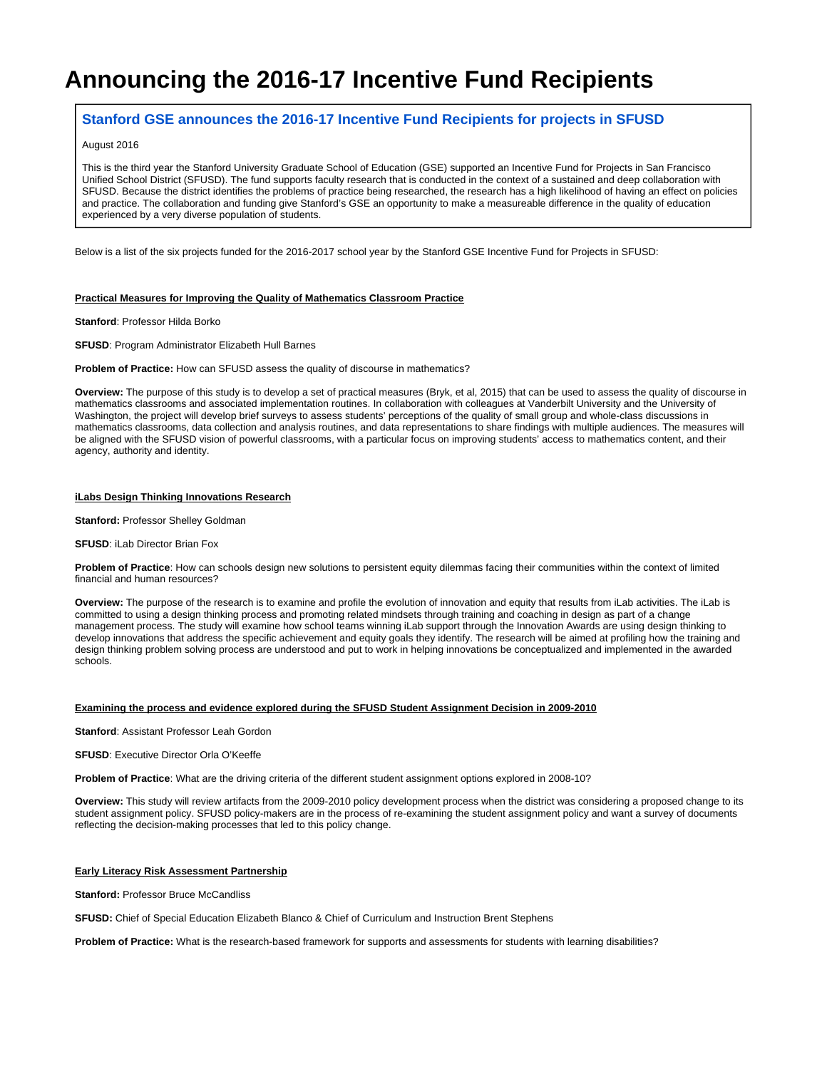# Announcing the 2016-17 Incentive Fund Recipients

## Stanford GSE announces the 2016-17 Incentive Fund Recipients for projects in SFUSD

August 2016

This is the third year the Stanford University Graduate School of Education (GSE) supported an Incentive Fund for Projects in San Francisco Unified School District (SFUSD). The fund supports faculty research that is conducted in the context of a sustained and deep collaboration with SFUSD. Because the district identifies the problems of practice being researched, the research has a high likelihood of having an effect on policies and practice. The collaboration and funding give Stanford's GSE an opportunity to make a measureable difference in the quality of education experienced by a very diverse population of students.

Below is a list of the six projects funded for the 2016-2017 school year by the Stanford GSE Incentive Fund for Projects in SFUSD:

**Practical Measures for Improving the Quality of Mathematics Classroom Practice**

**Stanford**: Professor Hilda Borko

**SFUSD**: Program Administrator Elizabeth Hull Barnes

**Problem of Practice:** How can SFUSD assess the quality of discourse in mathematics?

**Overview:** The purpose of this study is to develop a set of practical measures (Bryk, et al, 2015) that can be used to assess the quality of discourse in mathematics classrooms and associated implementation routines. In collaboration with colleagues at Vanderbilt University and the University of Washington, the project will develop brief surveys to assess students' perceptions of the quality of small group and whole-class discussions in mathematics classrooms, data collection and analysis routines, and data representations to share findings with multiple audiences. The measures will be aligned with the SFUSD vision of powerful classrooms, with a particular focus on improving students' access to mathematics content, and their agency, authority and identity.

**iLabs Design Thinking Innovations Research**

**Stanford:** Professor Shelley Goldman

**SFUSD**: iLab Director Brian Fox

**Problem of Practice**: How can schools design new solutions to persistent equity dilemmas facing their communities within the context of limited financial and human resources?

**Overview:** The purpose of the research is to examine and profile the evolution of innovation and equity that results from iLab activities. The iLab is committed to using a design thinking process and promoting related mindsets through training and coaching in design as part of a change management process. The study will examine how school teams winning iLab support through the Innovation Awards are using design thinking to develop innovations that address the specific achievement and equity goals they identify. The research will be aimed at profiling how the training and design thinking problem solving process are understood and put to work in helping innovations be conceptualized and implemented in the awarded schools.

**Examining the process and evidence explored during the SFUSD Student Assignment Decision in 2009-2010**

**Stanford**: Assistant Professor Leah Gordon

**SFUSD**: Executive Director Orla O'Keeffe

**Problem of Practice**: What are the driving criteria of the different student assignment options explored in 2008-10?

**Overview:** This study will review artifacts from the 2009-2010 policy development process when the district was considering a proposed change to its student assignment policy. SFUSD policy-makers are in the process of re-examining the student assignment policy and want a survey of documents reflecting the decision-making processes that led to this policy change.

**Early Literacy Risk Assessment Partnership**

**Stanford:** Professor Bruce McCandliss

**SFUSD:** Chief of Special Education Elizabeth Blanco & Chief of Curriculum and Instruction Brent Stephens

**Problem of Practice:** What is the research-based framework for supports and assessments for students with learning disabilities?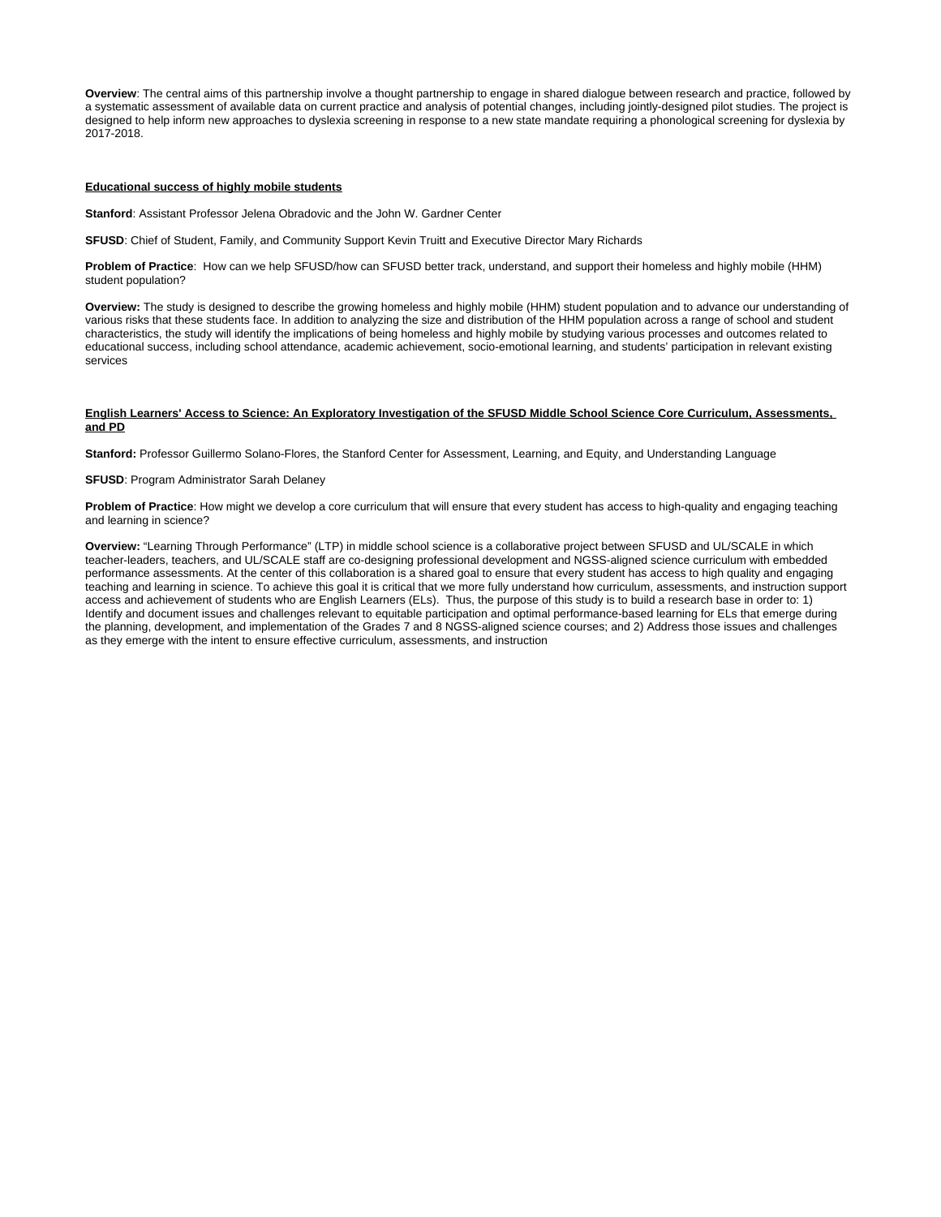**Overview**: The central aims of this partnership involve a thought partnership to engage in shared dialogue between research and practice, followed by a systematic assessment of available data on current practice and analysis of potential changes, including jointly-designed pilot studies. The project is designed to help inform new approaches to dyslexia screening in response to a new state mandate requiring a phonological screening for dyslexia by 2017-2018.

**Educational success of highly mobile students**

**Stanford**: Assistant Professor Jelena Obradovic and the John W. Gardner Center

**SFUSD**: Chief of Student, Family, and Community Support Kevin Truitt and Executive Director Mary Richards

**Problem of Practice**: How can we help SFUSD/how can SFUSD better track, understand, and support their homeless and highly mobile (HHM) student population?

**Overview:** The study is designed to describe the growing homeless and highly mobile (HHM) student population and to advance our understanding of various risks that these students face. In addition to analyzing the size and distribution of the HHM population across a range of school and student characteristics, the study will identify the implications of being homeless and highly mobile by studying various processes and outcomes related to educational success, including school attendance, academic achievement, socio-emotional learning, and students' participation in relevant existing services

**English Learners' Access to Science: An Exploratory Investigation of the SFUSD Middle School Science Core Curriculum, Assessments, and PD**

**Stanford:** Professor Guillermo Solano-Flores, the Stanford Center for Assessment, Learning, and Equity, and Understanding Language

**SFUSD**: Program Administrator Sarah Delaney

**Problem of Practice**: How might we develop a core curriculum that will ensure that every student has access to high-quality and engaging teaching and learning in science?

**Overview:** "Learning Through Performance" (LTP) in middle school science is a collaborative project between SFUSD and UL/SCALE in which teacher-leaders, teachers, and UL/SCALE staff are co-designing professional development and NGSS-aligned science curriculum with embedded performance assessments. At the center of this collaboration is a shared goal to ensure that every student has access to high quality and engaging teaching and learning in science. To achieve this goal it is critical that we more fully understand how curriculum, assessments, and instruction support access and achievement of students who are English Learners (ELs). Thus, the purpose of this study is to build a research base in order to: 1) Identify and document issues and challenges relevant to equitable participation and optimal performance-based learning for ELs that emerge during the planning, development, and implementation of the Grades 7 and 8 NGSS-aligned science courses; and 2) Address those issues and challenges as they emerge with the intent to ensure effective curriculum, assessments, and instruction